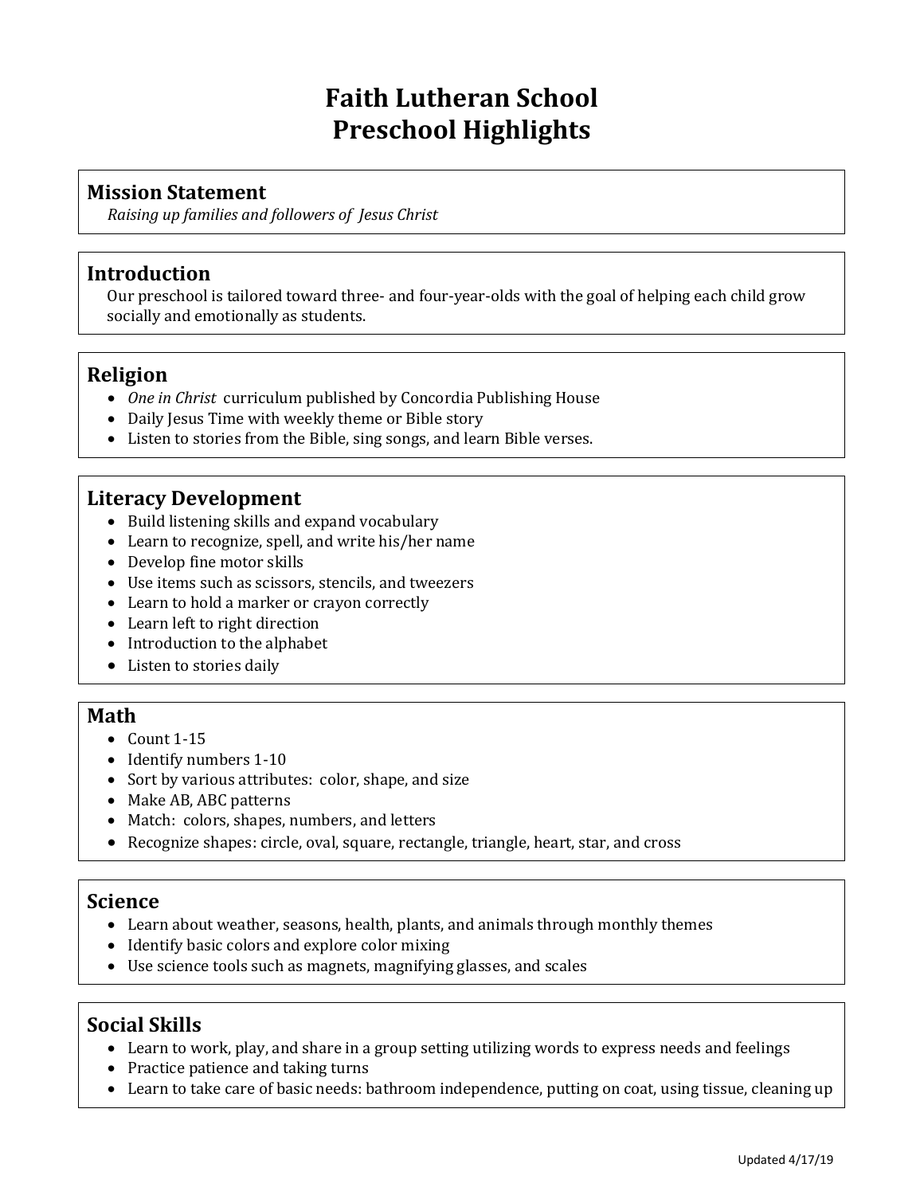# Faith Lutheran School
# Preschool Highlights

## Mission Statement

*Raising up families and followers of Jesus Christ*

## Introduction

Our preschool is tailored toward three- and four-year-olds with the goal of helping each child grow socially and emotionally as students.

## Religion

- *One in Christ* curriculum published by Concordia Publishing House
- Daily Jesus Time with weekly theme or Bible story
- Listen to stories from the Bible, sing songs, and learn Bible verses.

## Literacy Development

- Build listening skills and expand vocabulary
- Learn to recognize, spell, and write his/her name
- Develop fine motor skills
- Use items such as scissors, stencils, and tweezers
- Learn to hold a marker or crayon correctly
- Learn left to right direction
- Introduction to the alphabet
- Listen to stories daily

## Math

- Count 1-15
- Identify numbers 1-10
- Sort by various attributes: color, shape, and size
- Make AB, ABC patterns
- Match: colors, shapes, numbers, and letters
- Recognize shapes: circle, oval, square, rectangle, triangle, heart, star, and cross

## Science

- Learn about weather, seasons, health, plants, and animals through monthly themes
- Identify basic colors and explore color mixing
- Use science tools such as magnets, magnifying glasses, and scales

## Social Skills

- Learn to work, play, and share in a group setting utilizing words to express needs and feelings
- Practice patience and taking turns
- Learn to take care of basic needs: bathroom independence, putting on coat, using tissue, cleaning up

Updated 4/17/19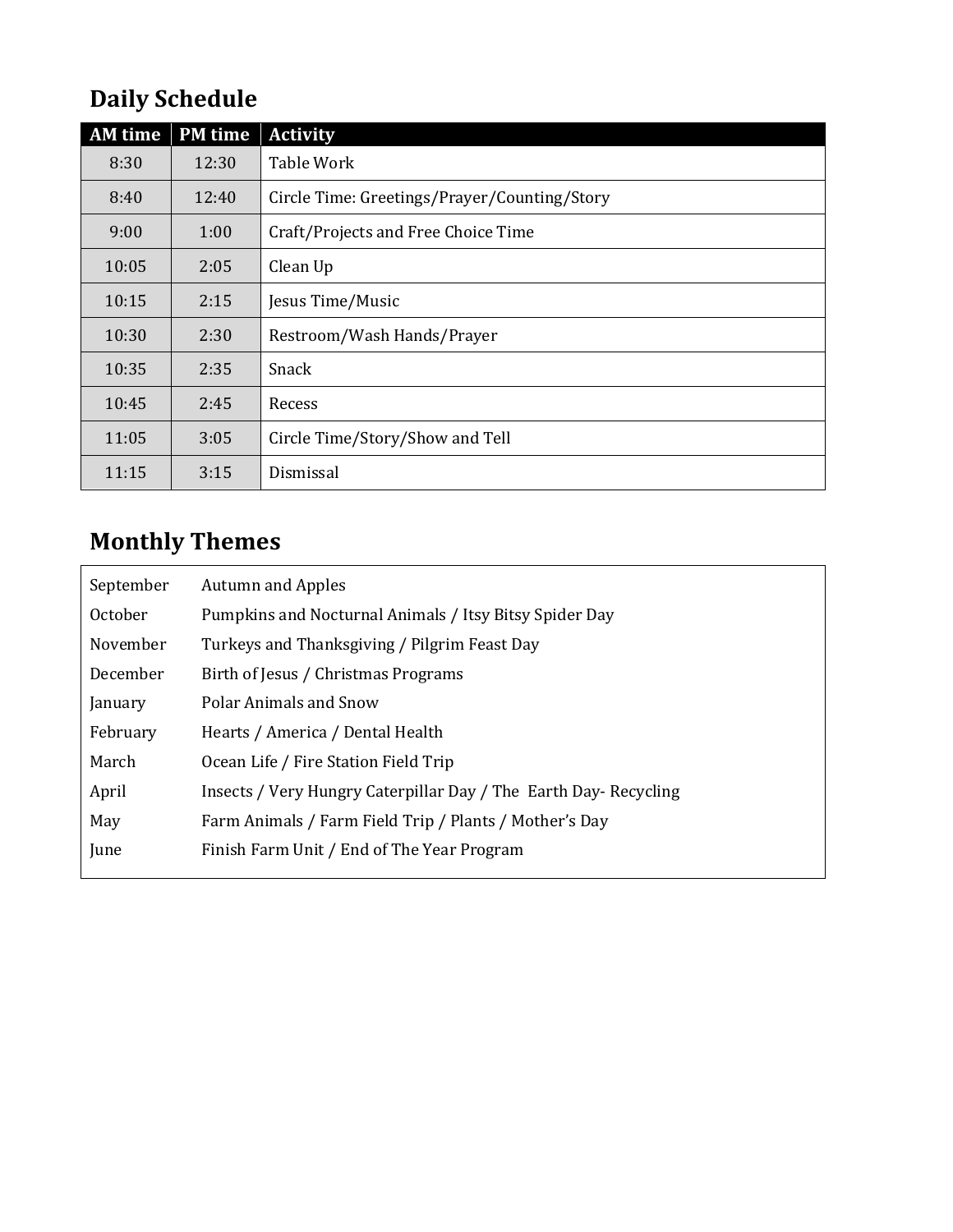## Daily Schedule

| AM time | PM time | Activity |
|---|---|---|
| 8:30 | 12:30 | Table Work |
| 8:40 | 12:40 | Circle Time: Greetings/Prayer/Counting/Story |
| 9:00 | 1:00 | Craft/Projects and Free Choice Time |
| 10:05 | 2:05 | Clean Up |
| 10:15 | 2:15 | Jesus Time/Music |
| 10:30 | 2:30 | Restroom/Wash Hands/Prayer |
| 10:35 | 2:35 | Snack |
| 10:45 | 2:45 | Recess |
| 11:05 | 3:05 | Circle Time/Story/Show and Tell |
| 11:15 | 3:15 | Dismissal |

## Monthly Themes

| | |
|---|---|
| September | Autumn and Apples |
| October | Pumpkins and Nocturnal Animals / Itsy Bitsy Spider Day |
| November | Turkeys and Thanksgiving / Pilgrim Feast Day |
| December | Birth of Jesus / Christmas Programs |
| January | Polar Animals and Snow |
| February | Hearts / America / Dental Health |
| March | Ocean Life / Fire Station Field Trip |
| April | Insects / Very Hungry Caterpillar Day / The Earth Day- Recycling |
| May | Farm Animals / Farm Field Trip / Plants / Mother's Day |
| June | Finish Farm Unit / End of The Year Program |